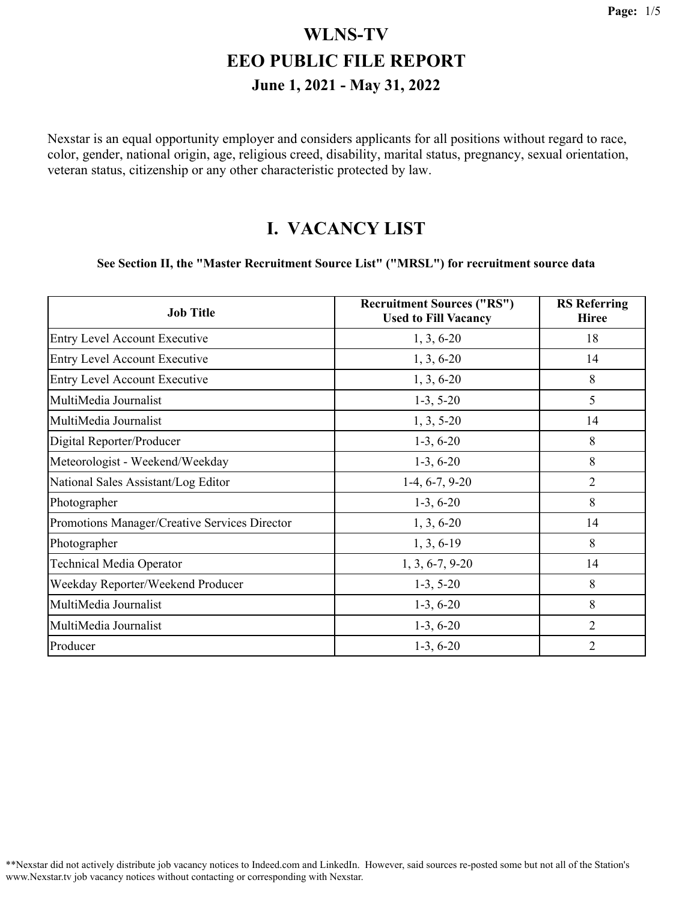# WLNS-TV

## EEO PUBLIC FILE REPORT

### June 1, 2021 - May 31, 2022

Nexstar is an equal opportunity employer and considers applicants for all positions without regard to race, color, gender, national origin, age, religious creed, disability, marital status, pregnancy, sexual orientation, veteran status, citizenship or any other characteristic protected by law.

## I. VACANCY LIST

**See Section II, the "Master Recruitment Source List" ("MRSL") for recruitment source data**

| Job Title | Recruitment Sources ("RS") Used to Fill Vacancy | RS Referring Hiree |
|---|---|---|
| Entry Level Account Executive | 1, 3, 6-20 | 18 |
| Entry Level Account Executive | 1, 3, 6-20 | 14 |
| Entry Level Account Executive | 1, 3, 6-20 | 8 |
| MultiMedia Journalist | 1-3, 5-20 | 5 |
| MultiMedia Journalist | 1, 3, 5-20 | 14 |
| Digital Reporter/Producer | 1-3, 6-20 | 8 |
| Meteorologist - Weekend/Weekday | 1-3, 6-20 | 8 |
| National Sales Assistant/Log Editor | 1-4, 6-7, 9-20 | 2 |
| Photographer | 1-3, 6-20 | 8 |
| Promotions Manager/Creative Services Director | 1, 3, 6-20 | 14 |
| Photographer | 1, 3, 6-19 | 8 |
| Technical Media Operator | 1, 3, 6-7, 9-20 | 14 |
| Weekday Reporter/Weekend Producer | 1-3, 5-20 | 8 |
| MultiMedia Journalist | 1-3, 6-20 | 8 |
| MultiMedia Journalist | 1-3, 6-20 | 2 |
| Producer | 1-3, 6-20 | 2 |

**Nexstar did not actively distribute job vacancy notices to Indeed.com and LinkedIn. However, said sources re-posted some but not all of the Station's www.Nexstar.tv job vacancy notices without contacting or corresponding with Nexstar.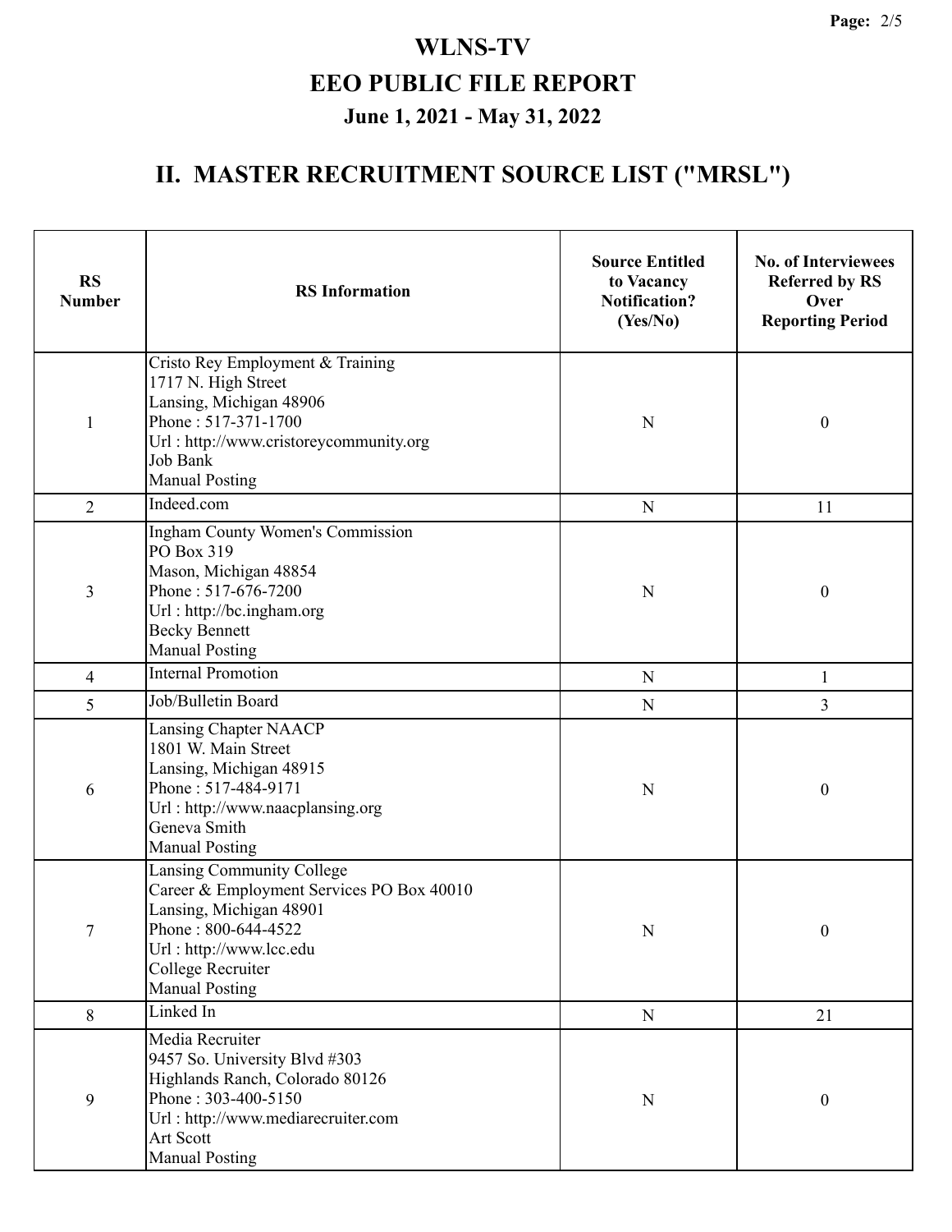# WLNS-TV

## EEO PUBLIC FILE REPORT

### June 1, 2021 - May 31, 2022

## II. MASTER RECRUITMENT SOURCE LIST ("MRSL")

| RS Number | RS Information | Source Entitled to Vacancy Notification? (Yes/No) | No. of Interviewees Referred by RS Over Reporting Period |
|---|---|---|---|
| 1 | Cristo Rey Employment & Training<br>1717 N. High Street<br>Lansing, Michigan 48906<br>Phone : 517-371-1700<br>Url : http://www.cristoreycommunity.org<br>Job Bank<br>Manual Posting | N | 0 |
| 2 | Indeed.com | N | 11 |
| 3 | Ingham County Women's Commission<br>PO Box 319<br>Mason, Michigan 48854<br>Phone : 517-676-7200<br>Url : http://bc.ingham.org<br>Becky Bennett<br>Manual Posting | N | 0 |
| 4 | Internal Promotion | N | 1 |
| 5 | Job/Bulletin Board | N | 3 |
| 6 | Lansing Chapter NAACP<br>1801 W. Main Street<br>Lansing, Michigan 48915<br>Phone : 517-484-9171<br>Url : http://www.naacplansing.org<br>Geneva Smith<br>Manual Posting | N | 0 |
| 7 | Lansing Community College<br>Career & Employment Services PO Box 40010<br>Lansing, Michigan 48901<br>Phone : 800-644-4522<br>Url : http://www.lcc.edu<br>College Recruiter<br>Manual Posting | N | 0 |
| 8 | Linked In | N | 21 |
| 9 | Media Recruiter<br>9457 So. University Blvd #303<br>Highlands Ranch, Colorado 80126<br>Phone : 303-400-5150<br>Url : http://www.mediarecruiter.com<br>Art Scott<br>Manual Posting | N | 0 |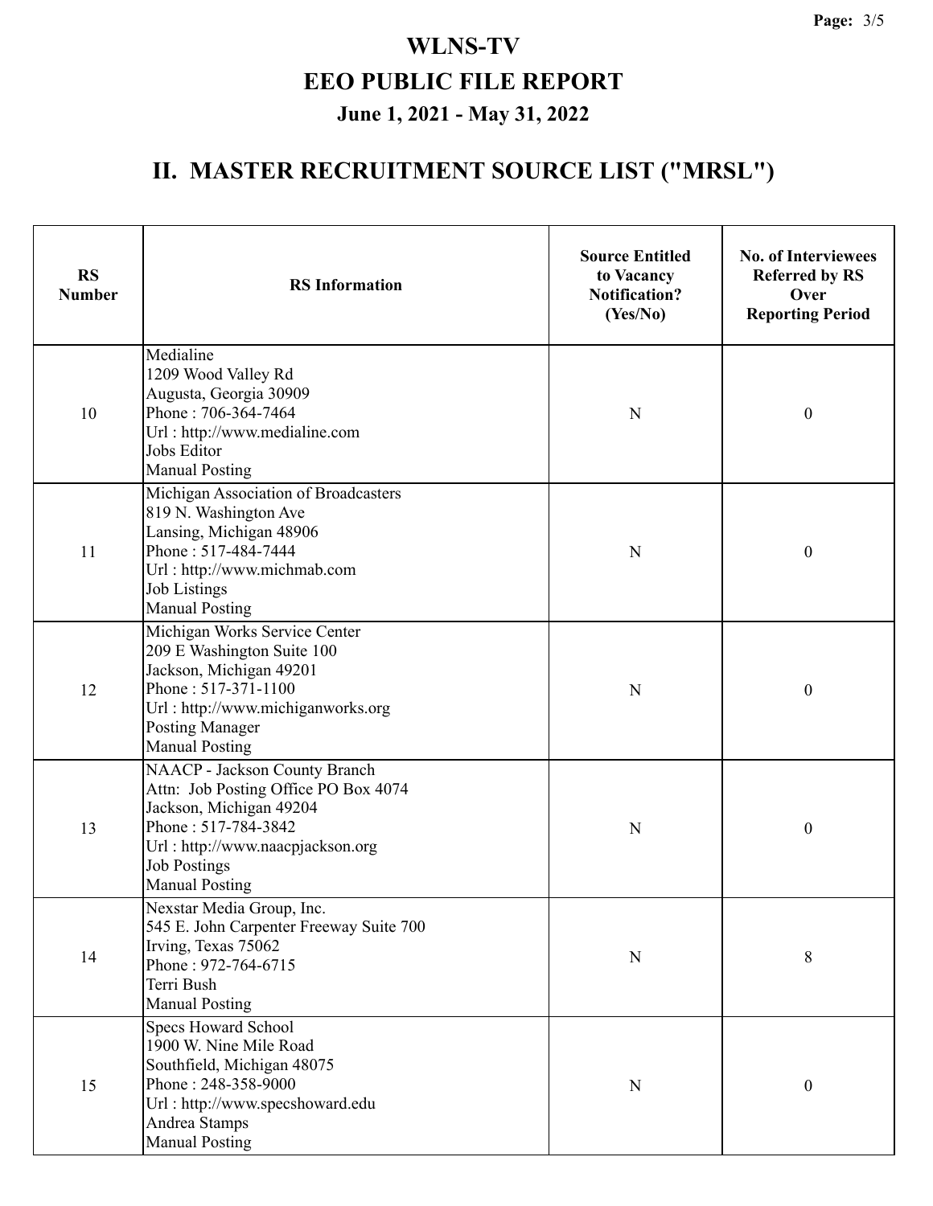# WLNS-TV

## EEO PUBLIC FILE REPORT

### June 1, 2021 - May 31, 2022

## II. MASTER RECRUITMENT SOURCE LIST ("MRSL")

| RS Number | RS Information | Source Entitled to Vacancy Notification? (Yes/No) | No. of Interviewees Referred by RS Over Reporting Period |
|---|---|---|---|
| 10 | Medialine<br>1209 Wood Valley Rd<br>Augusta, Georgia 30909<br>Phone : 706-364-7464<br>Url : http://www.medialine.com<br>Jobs Editor<br>Manual Posting | N | 0 |
| 11 | Michigan Association of Broadcasters<br>819 N. Washington Ave<br>Lansing, Michigan 48906<br>Phone : 517-484-7444<br>Url : http://www.michmab.com<br>Job Listings<br>Manual Posting | N | 0 |
| 12 | Michigan Works Service Center<br>209 E Washington Suite 100<br>Jackson, Michigan 49201<br>Phone : 517-371-1100<br>Url : http://www.michiganworks.org<br>Posting Manager<br>Manual Posting | N | 0 |
| 13 | NAACP - Jackson County Branch<br>Attn: Job Posting Office PO Box 4074<br>Jackson, Michigan 49204<br>Phone : 517-784-3842<br>Url : http://www.naacpjackson.org<br>Job Postings<br>Manual Posting | N | 0 |
| 14 | Nexstar Media Group, Inc.<br>545 E. John Carpenter Freeway Suite 700<br>Irving, Texas 75062<br>Phone : 972-764-6715<br>Terri Bush<br>Manual Posting | N | 8 |
| 15 | Specs Howard School<br>1900 W. Nine Mile Road<br>Southfield, Michigan 48075<br>Phone : 248-358-9000<br>Url : http://www.specshoward.edu<br>Andrea Stamps<br>Manual Posting | N | 0 |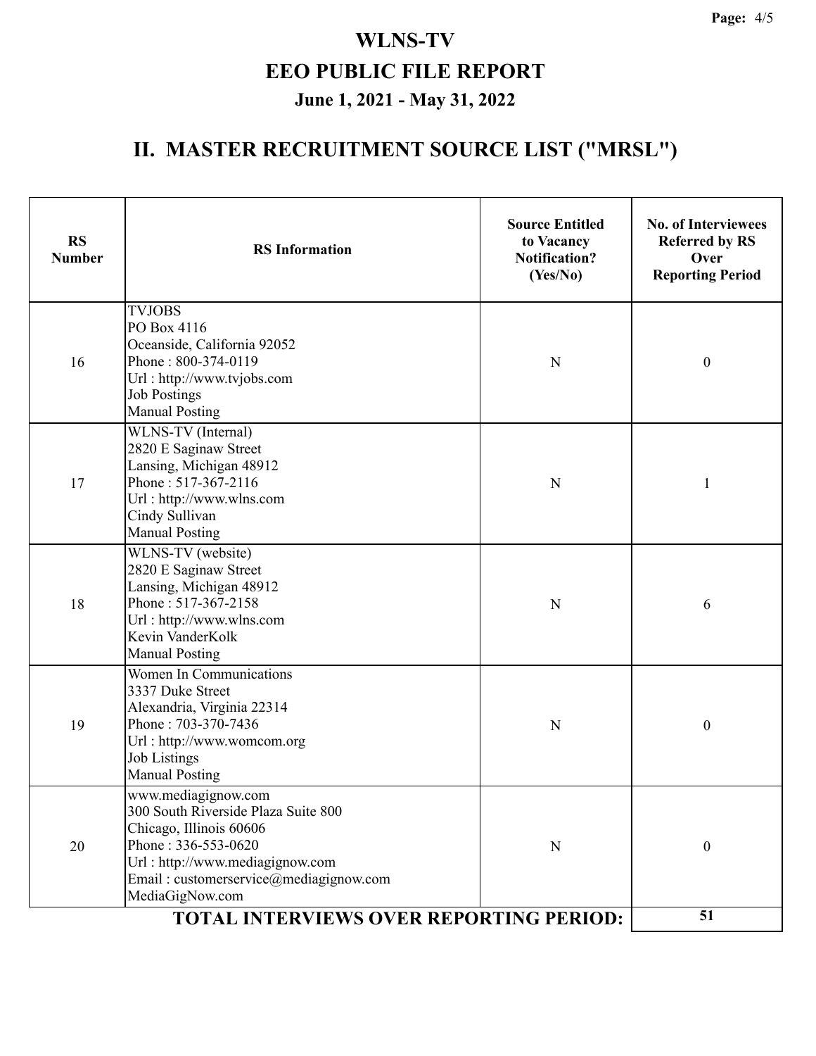# WLNS-TV

## EEO PUBLIC FILE REPORT

### June 1, 2021 - May 31, 2022

## II. MASTER RECRUITMENT SOURCE LIST ("MRSL")

| RS Number | RS Information | Source Entitled to Vacancy Notification? (Yes/No) | No. of Interviewees Referred by RS Over Reporting Period |
|---|---|---|---|
| 16 | TVJOBS<br>PO Box 4116<br>Oceanside, California 92052<br>Phone : 800-374-0119<br>Url : http://www.tvjobs.com<br>Job Postings<br>Manual Posting | N | 0 |
| 17 | WLNS-TV (Internal)<br>2820 E Saginaw Street<br>Lansing, Michigan 48912<br>Phone : 517-367-2116<br>Url : http://www.wlns.com<br>Cindy Sullivan<br>Manual Posting | N | 1 |
| 18 | WLNS-TV (website)<br>2820 E Saginaw Street<br>Lansing, Michigan 48912<br>Phone : 517-367-2158<br>Url : http://www.wlns.com<br>Kevin VanderKolk<br>Manual Posting | N | 6 |
| 19 | Women In Communications<br>3337 Duke Street<br>Alexandria, Virginia 22314<br>Phone : 703-370-7436<br>Url : http://www.womcom.org<br>Job Listings<br>Manual Posting | N | 0 |
| 20 | www.mediagignow.com<br>300 South Riverside Plaza Suite 800<br>Chicago, Illinois 60606<br>Phone : 336-553-0620<br>Url : http://www.mediagignow.com<br>Email : customerservice@mediagignow.com<br>MediaGigNow.com | N | 0 |
| | **TOTAL INTERVIEWS OVER REPORTING PERIOD:** | | **51** |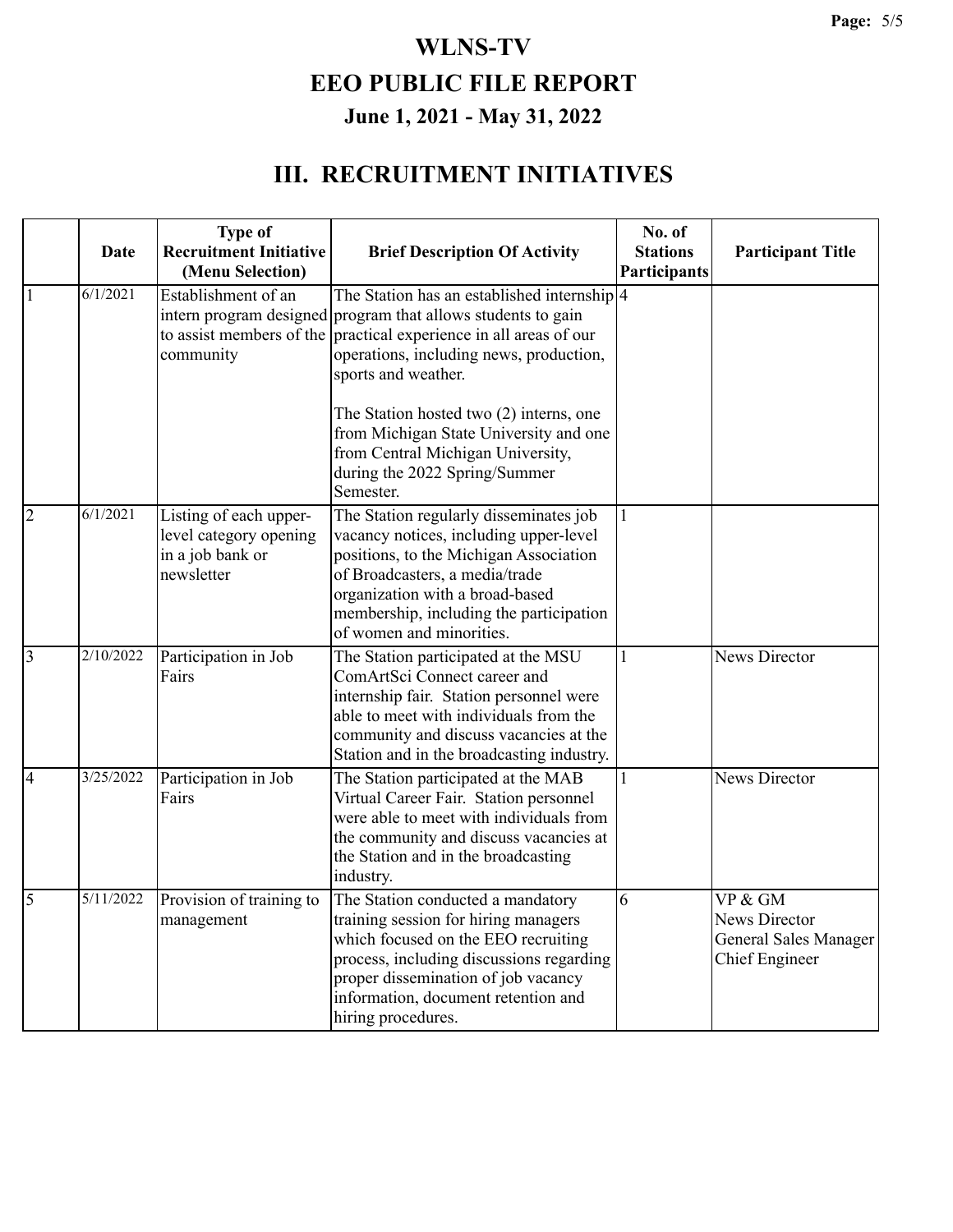# WLNS-TV

## EEO PUBLIC FILE REPORT

### June 1, 2021 - May 31, 2022

## III. RECRUITMENT INITIATIVES

| | Date | Type of Recruitment Initiative (Menu Selection) | Brief Description Of Activity | No. of Stations Participants | Participant Title |
|---|---|---|---|---|---|
| 1 | 6/1/2021 | Establishment of an intern program designed to assist members of the community | The Station has an established internship program that allows students to gain practical experience in all areas of our operations, including news, production, sports and weather.<br><br>The Station hosted two (2) interns, one from Michigan State University and one from Central Michigan University, during the 2022 Spring/Summer Semester. | 4 | |
| 2 | 6/1/2021 | Listing of each upper-level category opening in a job bank or newsletter | The Station regularly disseminates job vacancy notices, including upper-level positions, to the Michigan Association of Broadcasters, a media/trade organization with a broad-based membership, including the participation of women and minorities. | 1 | |
| 3 | 2/10/2022 | Participation in Job Fairs | The Station participated at the MSU ComArtSci Connect career and internship fair. Station personnel were able to meet with individuals from the community and discuss vacancies at the Station and in the broadcasting industry. | 1 | News Director |
| 4 | 3/25/2022 | Participation in Job Fairs | The Station participated at the MAB Virtual Career Fair. Station personnel were able to meet with individuals from the community and discuss vacancies at the Station and in the broadcasting industry. | 1 | News Director |
| 5 | 5/11/2022 | Provision of training to management | The Station conducted a mandatory training session for hiring managers which focused on the EEO recruiting process, including discussions regarding proper dissemination of job vacancy information, document retention and hiring procedures. | 6 | VP & GM<br>News Director<br>General Sales Manager<br>Chief Engineer |